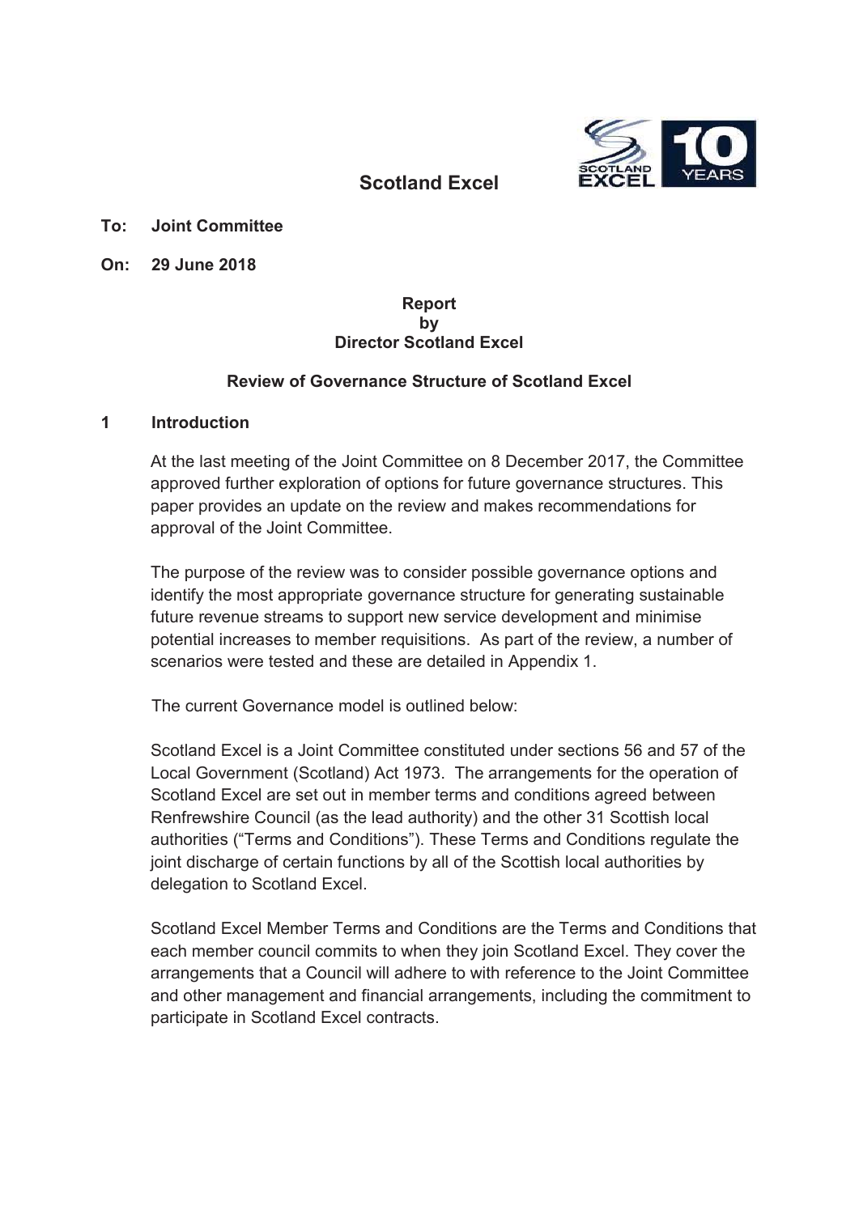# Scotland Excel

**To: Joint Committee**

**On: 29 June 2018**

**Report**
**by**
**Director Scotland Excel**

**Review of Governance Structure of Scotland Excel**

## 1 Introduction

At the last meeting of the Joint Committee on 8 December 2017, the Committee approved further exploration of options for future governance structures. This paper provides an update on the review and makes recommendations for approval of the Joint Committee.

The purpose of the review was to consider possible governance options and identify the most appropriate governance structure for generating sustainable future revenue streams to support new service development and minimise potential increases to member requisitions. As part of the review, a number of scenarios were tested and these are detailed in Appendix 1.

The current Governance model is outlined below:

Scotland Excel is a Joint Committee constituted under sections 56 and 57 of the Local Government (Scotland) Act 1973. The arrangements for the operation of Scotland Excel are set out in member terms and conditions agreed between Renfrewshire Council (as the lead authority) and the other 31 Scottish local authorities ("Terms and Conditions"). These Terms and Conditions regulate the joint discharge of certain functions by all of the Scottish local authorities by delegation to Scotland Excel.

Scotland Excel Member Terms and Conditions are the Terms and Conditions that each member council commits to when they join Scotland Excel. They cover the arrangements that a Council will adhere to with reference to the Joint Committee and other management and financial arrangements, including the commitment to participate in Scotland Excel contracts.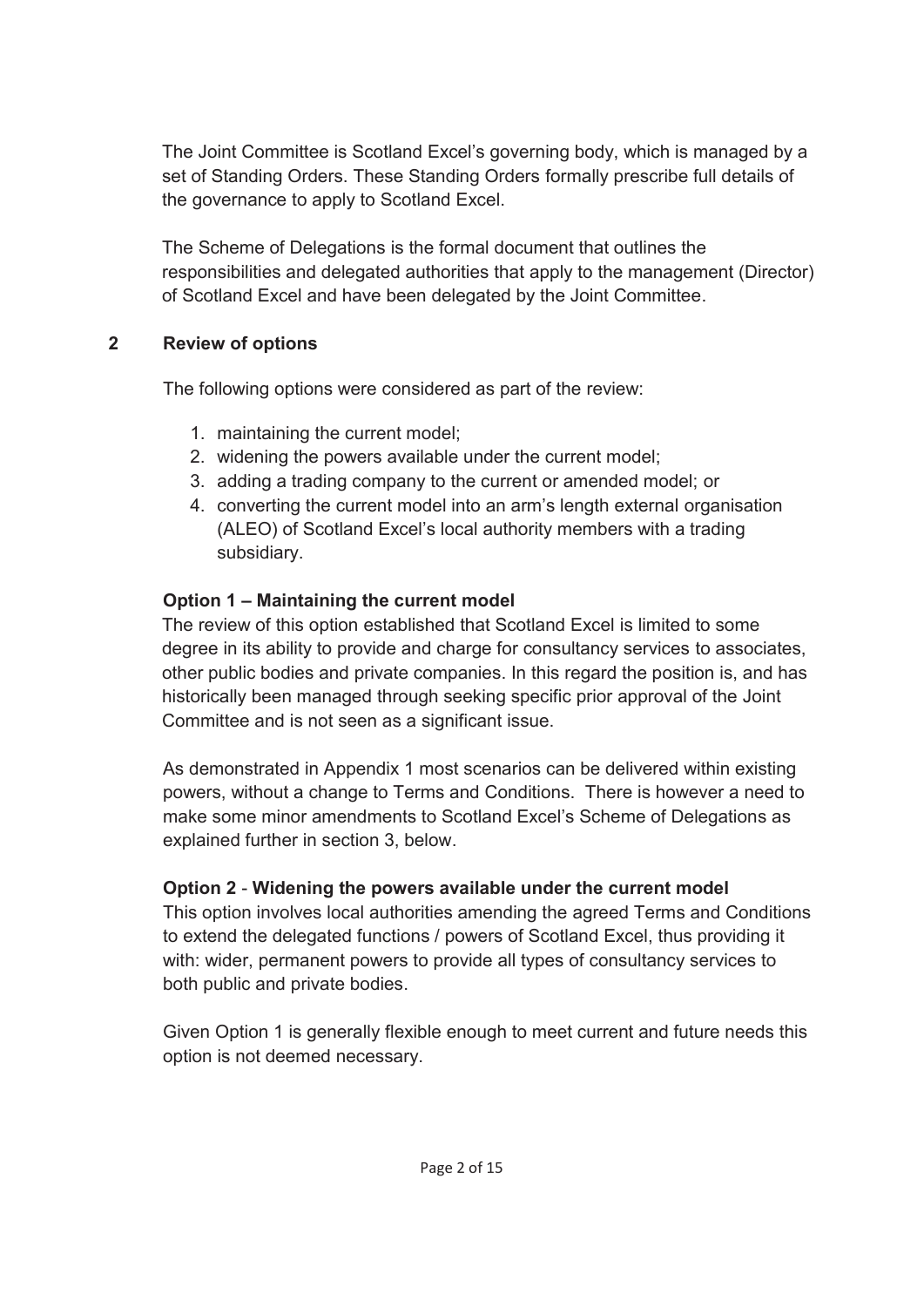The Joint Committee is Scotland Excel's governing body, which is managed by a set of Standing Orders. These Standing Orders formally prescribe full details of the governance to apply to Scotland Excel.

The Scheme of Delegations is the formal document that outlines the responsibilities and delegated authorities that apply to the management (Director) of Scotland Excel and have been delegated by the Joint Committee.

## 2 Review of options

The following options were considered as part of the review:

1. maintaining the current model;
2. widening the powers available under the current model;
3. adding a trading company to the current or amended model; or
4. converting the current model into an arm's length external organisation (ALEO) of Scotland Excel's local authority members with a trading subsidiary.

### Option 1 – Maintaining the current model

The review of this option established that Scotland Excel is limited to some degree in its ability to provide and charge for consultancy services to associates, other public bodies and private companies. In this regard the position is, and has historically been managed through seeking specific prior approval of the Joint Committee and is not seen as a significant issue.

As demonstrated in Appendix 1 most scenarios can be delivered within existing powers, without a change to Terms and Conditions. There is however a need to make some minor amendments to Scotland Excel's Scheme of Delegations as explained further in section 3, below.

### Option 2 - Widening the powers available under the current model

This option involves local authorities amending the agreed Terms and Conditions to extend the delegated functions / powers of Scotland Excel, thus providing it with: wider, permanent powers to provide all types of consultancy services to both public and private bodies.

Given Option 1 is generally flexible enough to meet current and future needs this option is not deemed necessary.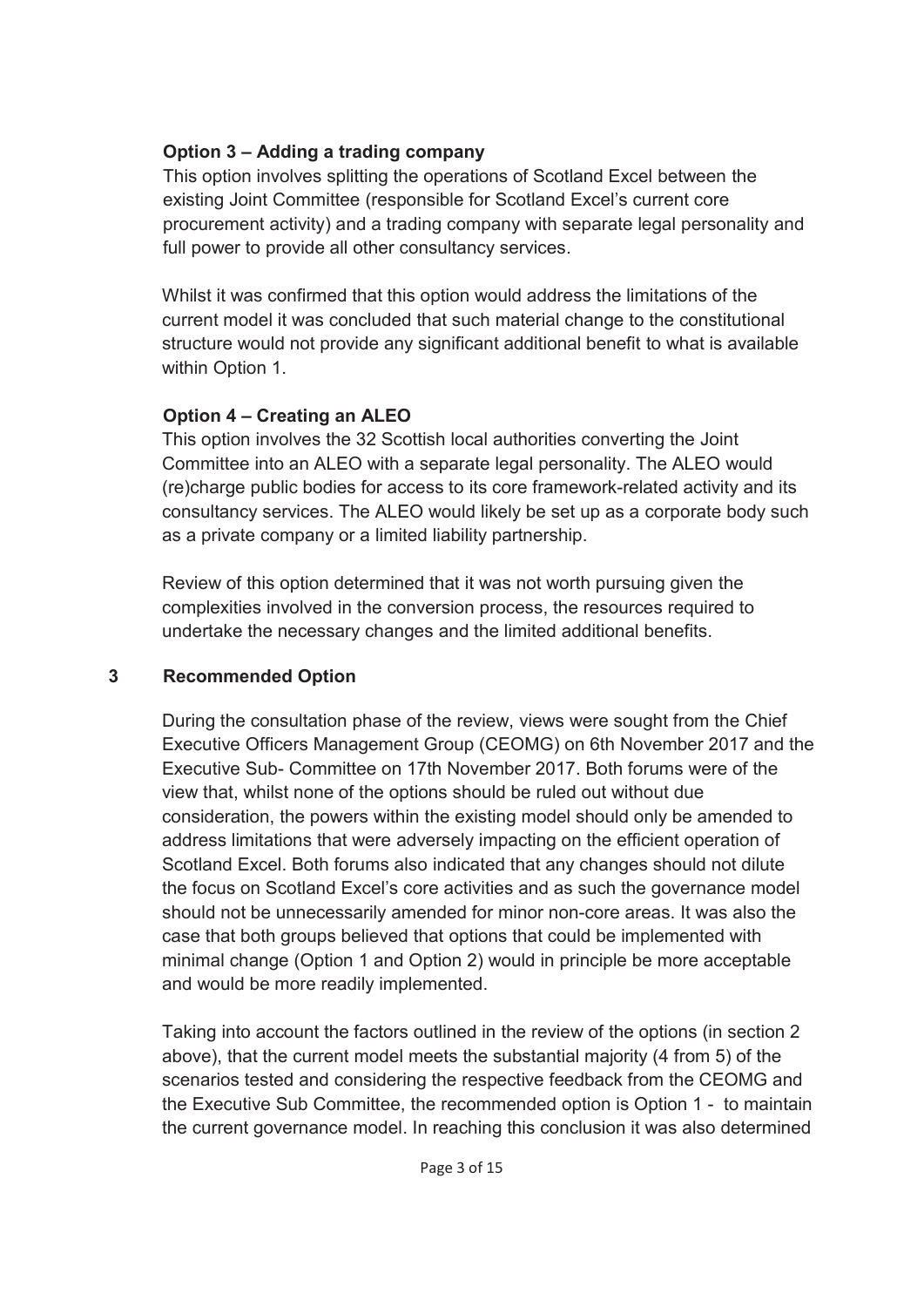**Option 3 – Adding a trading company**

This option involves splitting the operations of Scotland Excel between the existing Joint Committee (responsible for Scotland Excel's current core procurement activity) and a trading company with separate legal personality and full power to provide all other consultancy services.

Whilst it was confirmed that this option would address the limitations of the current model it was concluded that such material change to the constitutional structure would not provide any significant additional benefit to what is available within Option 1.

**Option 4 – Creating an ALEO**

This option involves the 32 Scottish local authorities converting the Joint Committee into an ALEO with a separate legal personality. The ALEO would (re)charge public bodies for access to its core framework-related activity and its consultancy services. The ALEO would likely be set up as a corporate body such as a private company or a limited liability partnership.

Review of this option determined that it was not worth pursuing given the complexities involved in the conversion process, the resources required to undertake the necessary changes and the limited additional benefits.

## 3 Recommended Option

During the consultation phase of the review, views were sought from the Chief Executive Officers Management Group (CEOMG) on 6th November 2017 and the Executive Sub- Committee on 17th November 2017. Both forums were of the view that, whilst none of the options should be ruled out without due consideration, the powers within the existing model should only be amended to address limitations that were adversely impacting on the efficient operation of Scotland Excel. Both forums also indicated that any changes should not dilute the focus on Scotland Excel's core activities and as such the governance model should not be unnecessarily amended for minor non-core areas. It was also the case that both groups believed that options that could be implemented with minimal change (Option 1 and Option 2) would in principle be more acceptable and would be more readily implemented.

Taking into account the factors outlined in the review of the options (in section 2 above), that the current model meets the substantial majority (4 from 5) of the scenarios tested and considering the respective feedback from the CEOMG and the Executive Sub Committee, the recommended option is Option 1 - to maintain the current governance model. In reaching this conclusion it was also determined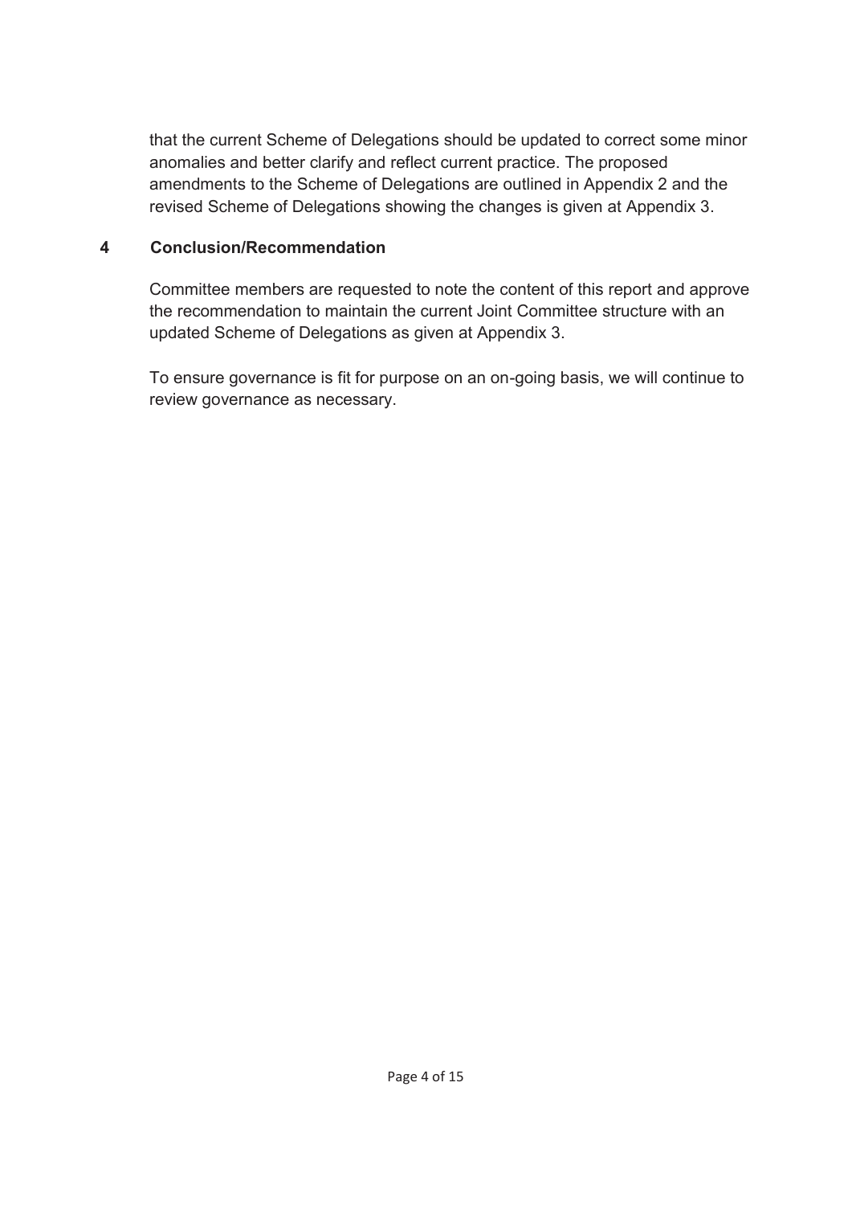that the current Scheme of Delegations should be updated to correct some minor anomalies and better clarify and reflect current practice. The proposed amendments to the Scheme of Delegations are outlined in Appendix 2 and the revised Scheme of Delegations showing the changes is given at Appendix 3.

## 4 Conclusion/Recommendation

Committee members are requested to note the content of this report and approve the recommendation to maintain the current Joint Committee structure with an updated Scheme of Delegations as given at Appendix 3.

To ensure governance is fit for purpose on an on-going basis, we will continue to review governance as necessary.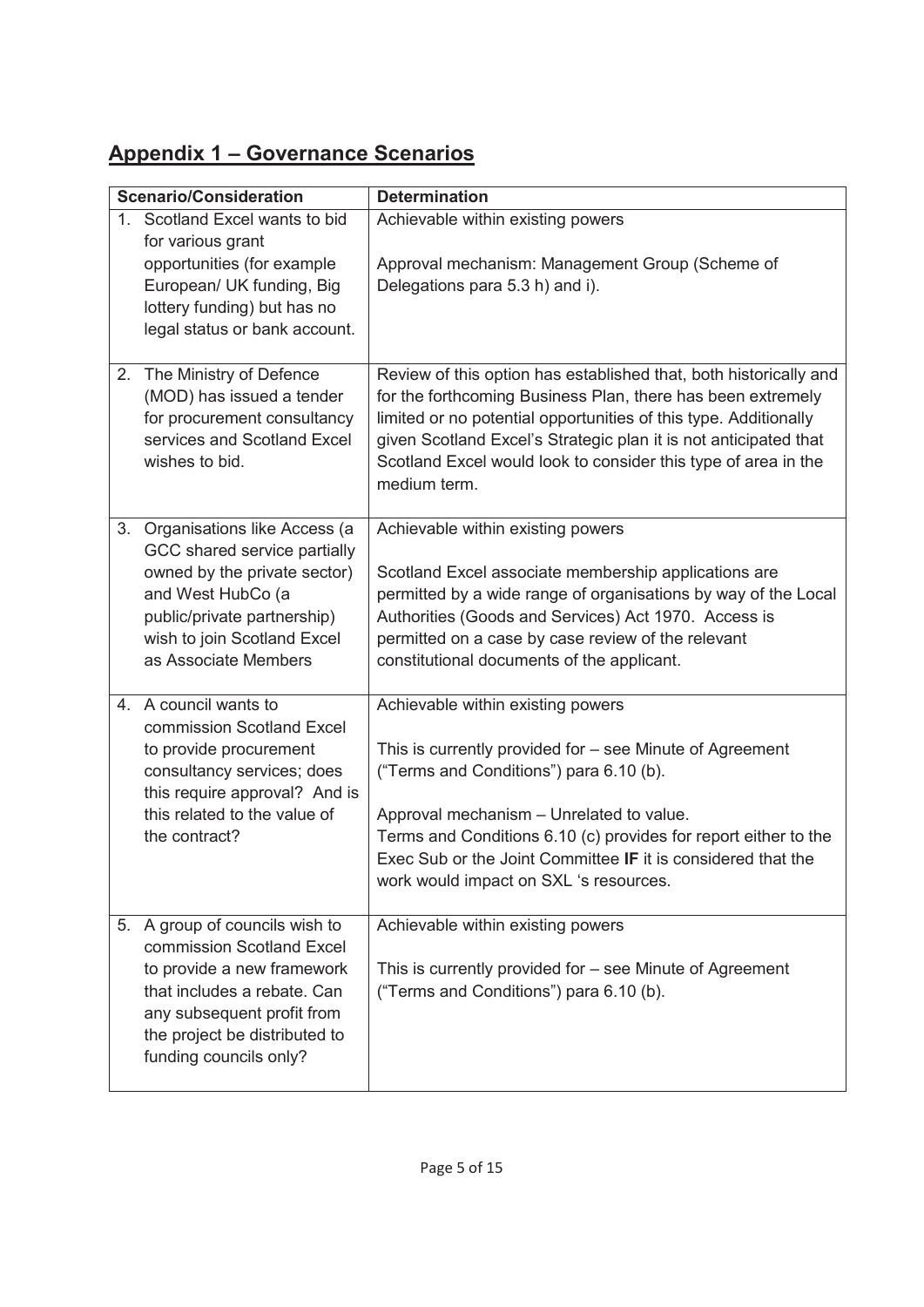## Appendix 1 – Governance Scenarios

| Scenario/Consideration | Determination |
| --- | --- |
| 1. Scotland Excel wants to bid for various grant opportunities (for example European/ UK funding, Big lottery funding) but has no legal status or bank account. | Achievable within existing powers<br><br>Approval mechanism: Management Group (Scheme of Delegations para 5.3 h) and i). |
| 2. The Ministry of Defence (MOD) has issued a tender for procurement consultancy services and Scotland Excel wishes to bid. | Review of this option has established that, both historically and for the forthcoming Business Plan, there has been extremely limited or no potential opportunities of this type. Additionally given Scotland Excel's Strategic plan it is not anticipated that Scotland Excel would look to consider this type of area in the medium term. |
| 3. Organisations like Access (a GCC shared service partially owned by the private sector) and West HubCo (a public/private partnership) wish to join Scotland Excel as Associate Members | Achievable within existing powers<br><br>Scotland Excel associate membership applications are permitted by a wide range of organisations by way of the Local Authorities (Goods and Services) Act 1970. Access is permitted on a case by case review of the relevant constitutional documents of the applicant. |
| 4. A council wants to commission Scotland Excel to provide procurement consultancy services; does this require approval? And is this related to the value of the contract? | Achievable within existing powers<br><br>This is currently provided for – see Minute of Agreement ("Terms and Conditions") para 6.10 (b).<br><br>Approval mechanism – Unrelated to value.<br>Terms and Conditions 6.10 (c) provides for report either to the Exec Sub or the Joint Committee **IF** it is considered that the work would impact on SXL 's resources. |
| 5. A group of councils wish to commission Scotland Excel to provide a new framework that includes a rebate. Can any subsequent profit from the project be distributed to funding councils only? | Achievable within existing powers<br><br>This is currently provided for – see Minute of Agreement ("Terms and Conditions") para 6.10 (b). |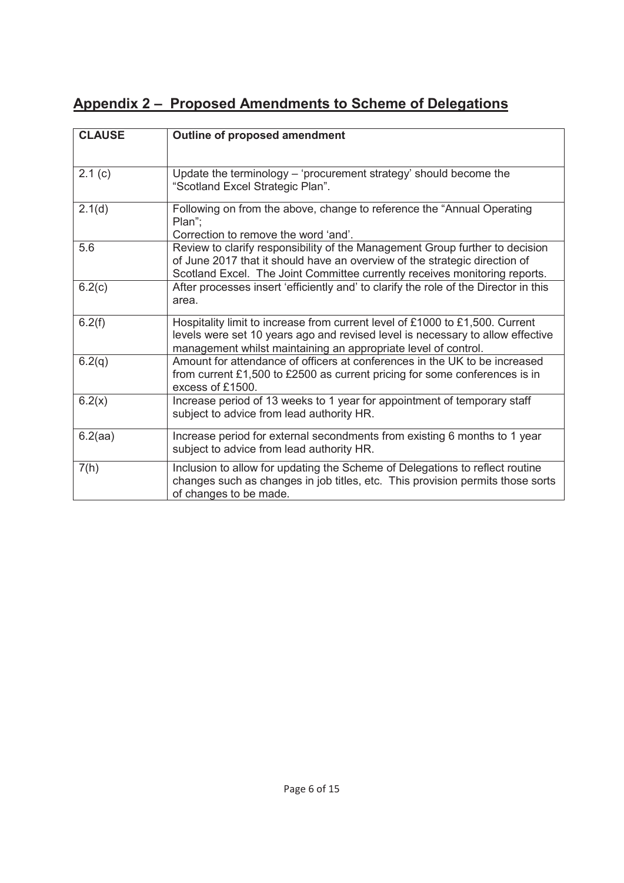## Appendix 2 – Proposed Amendments to Scheme of Delegations

| CLAUSE | Outline of proposed amendment |
|---|---|
| 2.1 (c) | Update the terminology – 'procurement strategy' should become the "Scotland Excel Strategic Plan". |
| 2.1(d) | Following on from the above, change to reference the "Annual Operating Plan";<br>Correction to remove the word 'and'. |
| 5.6 | Review to clarify responsibility of the Management Group further to decision of June 2017 that it should have an overview of the strategic direction of Scotland Excel. The Joint Committee currently receives monitoring reports. |
| 6.2(c) | After processes insert 'efficiently and' to clarify the role of the Director in this area. |
| 6.2(f) | Hospitality limit to increase from current level of £1000 to £1,500. Current levels were set 10 years ago and revised level is necessary to allow effective management whilst maintaining an appropriate level of control. |
| 6.2(q) | Amount for attendance of officers at conferences in the UK to be increased from current £1,500 to £2500 as current pricing for some conferences is in excess of £1500. |
| 6.2(x) | Increase period of 13 weeks to 1 year for appointment of temporary staff subject to advice from lead authority HR. |
| 6.2(aa) | Increase period for external secondments from existing 6 months to 1 year subject to advice from lead authority HR. |
| 7(h) | Inclusion to allow for updating the Scheme of Delegations to reflect routine changes such as changes in job titles, etc. This provision permits those sorts of changes to be made. |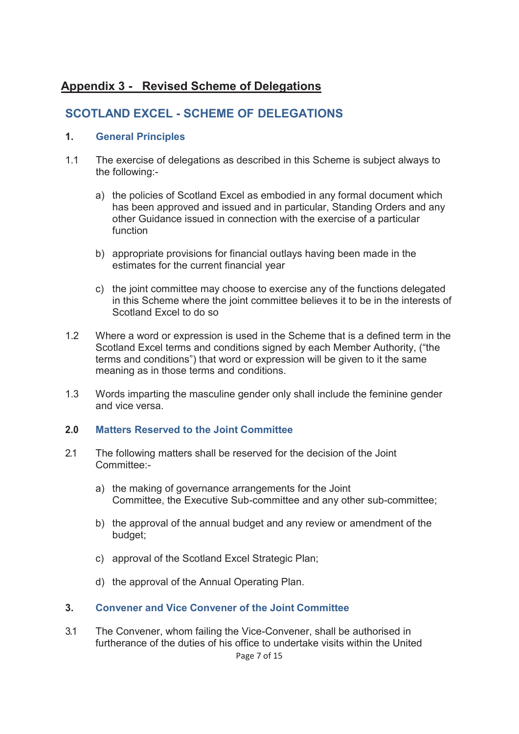## Appendix 3 - Revised Scheme of Delegations

## SCOTLAND EXCEL - SCHEME OF DELEGATIONS

### 1. General Principles

1.1 The exercise of delegations as described in this Scheme is subject always to the following:-

a) the policies of Scotland Excel as embodied in any formal document which has been approved and issued and in particular, Standing Orders and any other Guidance issued in connection with the exercise of a particular function

b) appropriate provisions for financial outlays having been made in the estimates for the current financial year

c) the joint committee may choose to exercise any of the functions delegated in this Scheme where the joint committee believes it to be in the interests of Scotland Excel to do so

1.2 Where a word or expression is used in the Scheme that is a defined term in the Scotland Excel terms and conditions signed by each Member Authority, ("the terms and conditions") that word or expression will be given to it the same meaning as in those terms and conditions.

1.3 Words imparting the masculine gender only shall include the feminine gender and vice versa.

### 2.0 Matters Reserved to the Joint Committee

2.1 The following matters shall be reserved for the decision of the Joint Committee:-

a) the making of governance arrangements for the Joint Committee, the Executive Sub-committee and any other sub-committee;

b) the approval of the annual budget and any review or amendment of the budget;

c) approval of the Scotland Excel Strategic Plan;

d) the approval of the Annual Operating Plan.

### 3. Convener and Vice Convener of the Joint Committee

3.1 The Convener, whom failing the Vice-Convener, shall be authorised in furtherance of the duties of his office to undertake visits within the United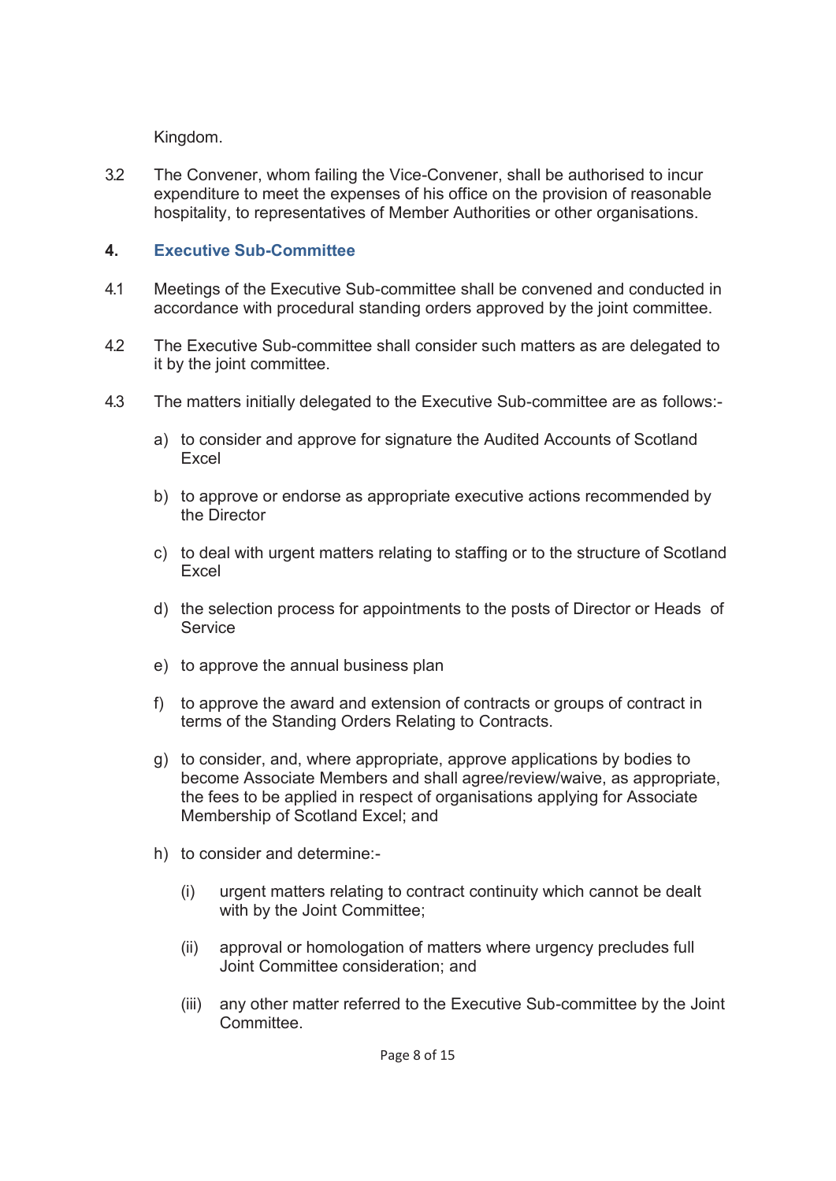Kingdom.

3.2 The Convener, whom failing the Vice-Convener, shall be authorised to incur expenditure to meet the expenses of his office on the provision of reasonable hospitality, to representatives of Member Authorities or other organisations.

## 4. Executive Sub-Committee

4.1 Meetings of the Executive Sub-committee shall be convened and conducted in accordance with procedural standing orders approved by the joint committee.

4.2 The Executive Sub-committee shall consider such matters as are delegated to it by the joint committee.

4.3 The matters initially delegated to the Executive Sub-committee are as follows:-

a) to consider and approve for signature the Audited Accounts of Scotland Excel

b) to approve or endorse as appropriate executive actions recommended by the Director

c) to deal with urgent matters relating to staffing or to the structure of Scotland Excel

d) the selection process for appointments to the posts of Director or Heads of Service

e) to approve the annual business plan

f) to approve the award and extension of contracts or groups of contract in terms of the Standing Orders Relating to Contracts.

g) to consider, and, where appropriate, approve applications by bodies to become Associate Members and shall agree/review/waive, as appropriate, the fees to be applied in respect of organisations applying for Associate Membership of Scotland Excel; and

h) to consider and determine:-

   (i) urgent matters relating to contract continuity which cannot be dealt with by the Joint Committee;

   (ii) approval or homologation of matters where urgency precludes full Joint Committee consideration; and

   (iii) any other matter referred to the Executive Sub-committee by the Joint Committee.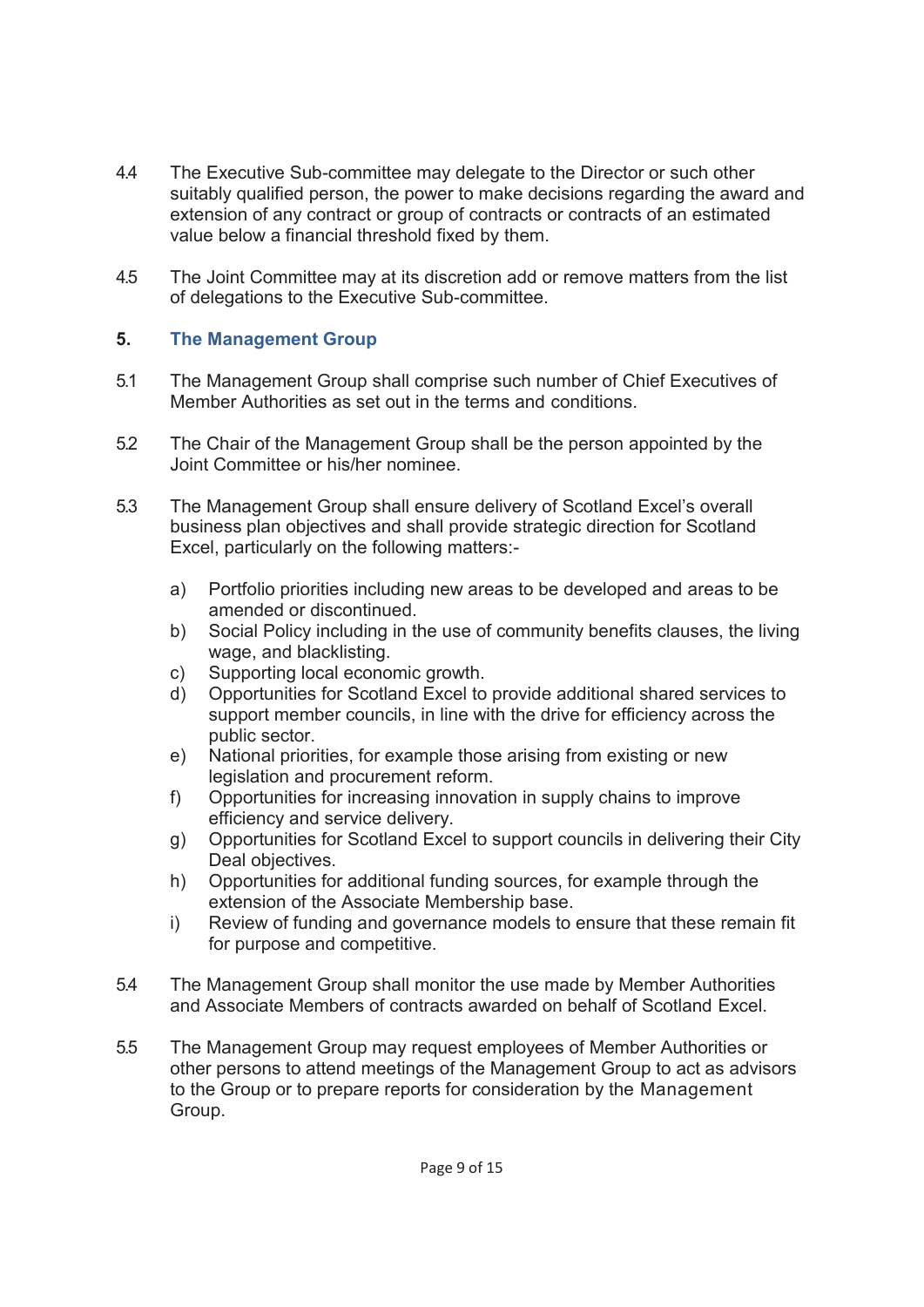4.4 The Executive Sub-committee may delegate to the Director or such other suitably qualified person, the power to make decisions regarding the award and extension of any contract or group of contracts or contracts of an estimated value below a financial threshold fixed by them.

4.5 The Joint Committee may at its discretion add or remove matters from the list of delegations to the Executive Sub-committee.

## 5. The Management Group

5.1 The Management Group shall comprise such number of Chief Executives of Member Authorities as set out in the terms and conditions.

5.2 The Chair of the Management Group shall be the person appointed by the Joint Committee or his/her nominee.

5.3 The Management Group shall ensure delivery of Scotland Excel's overall business plan objectives and shall provide strategic direction for Scotland Excel, particularly on the following matters:-

a) Portfolio priorities including new areas to be developed and areas to be amended or discontinued.
b) Social Policy including in the use of community benefits clauses, the living wage, and blacklisting.
c) Supporting local economic growth.
d) Opportunities for Scotland Excel to provide additional shared services to support member councils, in line with the drive for efficiency across the public sector.
e) National priorities, for example those arising from existing or new legislation and procurement reform.
f) Opportunities for increasing innovation in supply chains to improve efficiency and service delivery.
g) Opportunities for Scotland Excel to support councils in delivering their City Deal objectives.
h) Opportunities for additional funding sources, for example through the extension of the Associate Membership base.
i) Review of funding and governance models to ensure that these remain fit for purpose and competitive.

5.4 The Management Group shall monitor the use made by Member Authorities and Associate Members of contracts awarded on behalf of Scotland Excel.

5.5 The Management Group may request employees of Member Authorities or other persons to attend meetings of the Management Group to act as advisors to the Group or to prepare reports for consideration by the Management Group.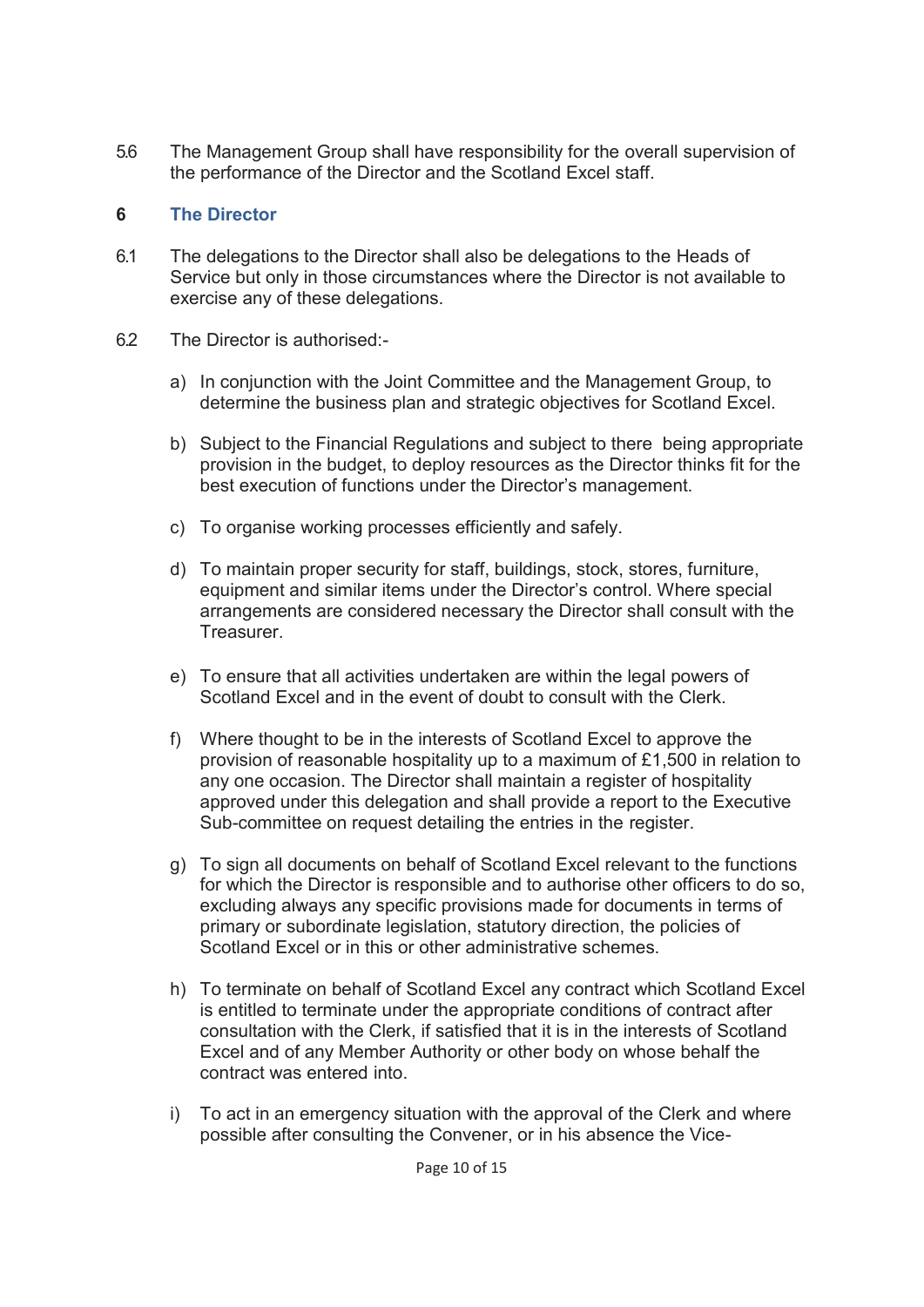5.6 The Management Group shall have responsibility for the overall supervision of the performance of the Director and the Scotland Excel staff.

## 6 The Director

6.1 The delegations to the Director shall also be delegations to the Heads of Service but only in those circumstances where the Director is not available to exercise any of these delegations.

6.2 The Director is authorised:-

a) In conjunction with the Joint Committee and the Management Group, to determine the business plan and strategic objectives for Scotland Excel.

b) Subject to the Financial Regulations and subject to there being appropriate provision in the budget, to deploy resources as the Director thinks fit for the best execution of functions under the Director's management.

c) To organise working processes efficiently and safely.

d) To maintain proper security for staff, buildings, stock, stores, furniture, equipment and similar items under the Director's control. Where special arrangements are considered necessary the Director shall consult with the Treasurer.

e) To ensure that all activities undertaken are within the legal powers of Scotland Excel and in the event of doubt to consult with the Clerk.

f) Where thought to be in the interests of Scotland Excel to approve the provision of reasonable hospitality up to a maximum of £1,500 in relation to any one occasion. The Director shall maintain a register of hospitality approved under this delegation and shall provide a report to the Executive Sub-committee on request detailing the entries in the register.

g) To sign all documents on behalf of Scotland Excel relevant to the functions for which the Director is responsible and to authorise other officers to do so, excluding always any specific provisions made for documents in terms of primary or subordinate legislation, statutory direction, the policies of Scotland Excel or in this or other administrative schemes.

h) To terminate on behalf of Scotland Excel any contract which Scotland Excel is entitled to terminate under the appropriate conditions of contract after consultation with the Clerk, if satisfied that it is in the interests of Scotland Excel and of any Member Authority or other body on whose behalf the contract was entered into.

i) To act in an emergency situation with the approval of the Clerk and where possible after consulting the Convener, or in his absence the Vice-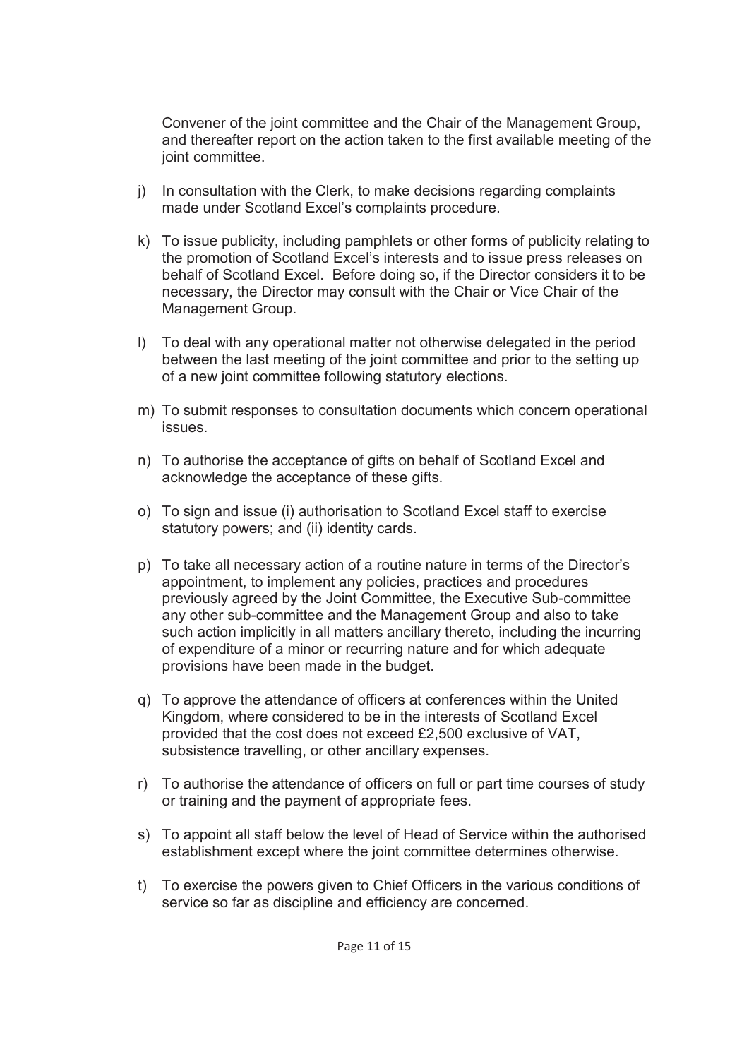Convener of the joint committee and the Chair of the Management Group, and thereafter report on the action taken to the first available meeting of the joint committee.

j) In consultation with the Clerk, to make decisions regarding complaints made under Scotland Excel's complaints procedure.

k) To issue publicity, including pamphlets or other forms of publicity relating to the promotion of Scotland Excel's interests and to issue press releases on behalf of Scotland Excel. Before doing so, if the Director considers it to be necessary, the Director may consult with the Chair or Vice Chair of the Management Group.

l) To deal with any operational matter not otherwise delegated in the period between the last meeting of the joint committee and prior to the setting up of a new joint committee following statutory elections.

m) To submit responses to consultation documents which concern operational issues.

n) To authorise the acceptance of gifts on behalf of Scotland Excel and acknowledge the acceptance of these gifts.

o) To sign and issue (i) authorisation to Scotland Excel staff to exercise statutory powers; and (ii) identity cards.

p) To take all necessary action of a routine nature in terms of the Director's appointment, to implement any policies, practices and procedures previously agreed by the Joint Committee, the Executive Sub-committee any other sub-committee and the Management Group and also to take such action implicitly in all matters ancillary thereto, including the incurring of expenditure of a minor or recurring nature and for which adequate provisions have been made in the budget.

q) To approve the attendance of officers at conferences within the United Kingdom, where considered to be in the interests of Scotland Excel provided that the cost does not exceed £2,500 exclusive of VAT, subsistence travelling, or other ancillary expenses.

r) To authorise the attendance of officers on full or part time courses of study or training and the payment of appropriate fees.

s) To appoint all staff below the level of Head of Service within the authorised establishment except where the joint committee determines otherwise.

t) To exercise the powers given to Chief Officers in the various conditions of service so far as discipline and efficiency are concerned.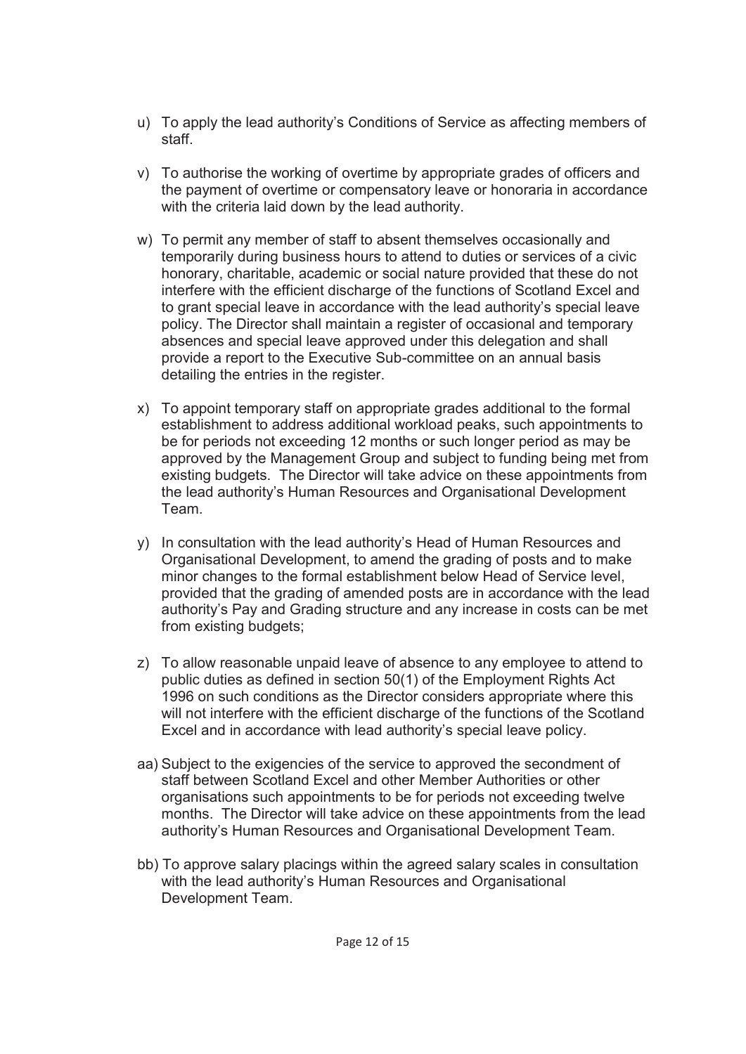u) To apply the lead authority's Conditions of Service as affecting members of staff.

v) To authorise the working of overtime by appropriate grades of officers and the payment of overtime or compensatory leave or honoraria in accordance with the criteria laid down by the lead authority.

w) To permit any member of staff to absent themselves occasionally and temporarily during business hours to attend to duties or services of a civic honorary, charitable, academic or social nature provided that these do not interfere with the efficient discharge of the functions of Scotland Excel and to grant special leave in accordance with the lead authority's special leave policy. The Director shall maintain a register of occasional and temporary absences and special leave approved under this delegation and shall provide a report to the Executive Sub-committee on an annual basis detailing the entries in the register.

x) To appoint temporary staff on appropriate grades additional to the formal establishment to address additional workload peaks, such appointments to be for periods not exceeding 12 months or such longer period as may be approved by the Management Group and subject to funding being met from existing budgets. The Director will take advice on these appointments from the lead authority's Human Resources and Organisational Development Team.

y) In consultation with the lead authority's Head of Human Resources and Organisational Development, to amend the grading of posts and to make minor changes to the formal establishment below Head of Service level, provided that the grading of amended posts are in accordance with the lead authority's Pay and Grading structure and any increase in costs can be met from existing budgets;

z) To allow reasonable unpaid leave of absence to any employee to attend to public duties as defined in section 50(1) of the Employment Rights Act 1996 on such conditions as the Director considers appropriate where this will not interfere with the efficient discharge of the functions of the Scotland Excel and in accordance with lead authority's special leave policy.

aa) Subject to the exigencies of the service to approved the secondment of staff between Scotland Excel and other Member Authorities or other organisations such appointments to be for periods not exceeding twelve months. The Director will take advice on these appointments from the lead authority's Human Resources and Organisational Development Team.

bb) To approve salary placings within the agreed salary scales in consultation with the lead authority's Human Resources and Organisational Development Team.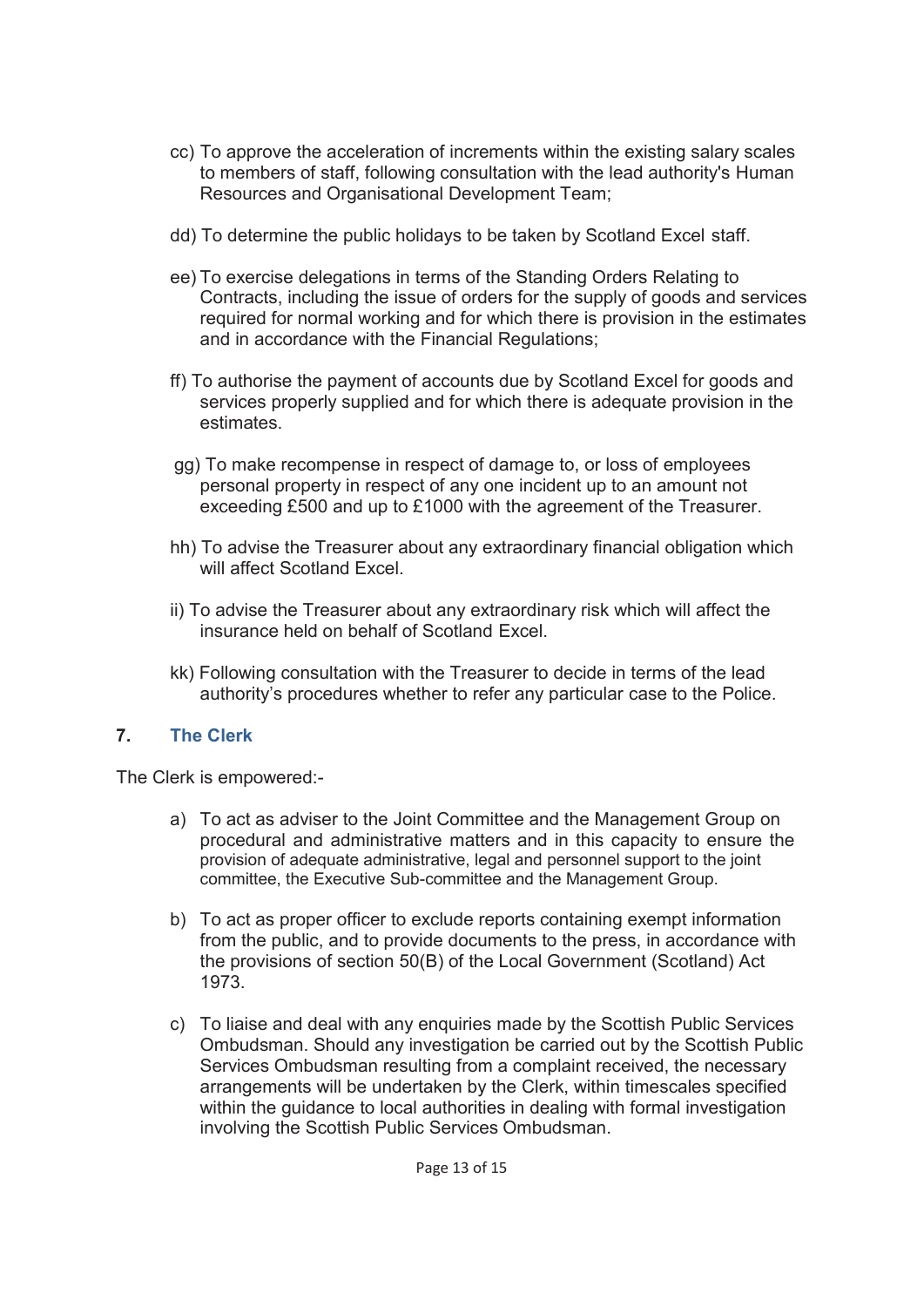cc) To approve the acceleration of increments within the existing salary scales to members of staff, following consultation with the lead authority's Human Resources and Organisational Development Team;

dd) To determine the public holidays to be taken by Scotland Excel staff.

ee) To exercise delegations in terms of the Standing Orders Relating to Contracts, including the issue of orders for the supply of goods and services required for normal working and for which there is provision in the estimates and in accordance with the Financial Regulations;

ff) To authorise the payment of accounts due by Scotland Excel for goods and services properly supplied and for which there is adequate provision in the estimates.

gg) To make recompense in respect of damage to, or loss of employees personal property in respect of any one incident up to an amount not exceeding £500 and up to £1000 with the agreement of the Treasurer.

hh) To advise the Treasurer about any extraordinary financial obligation which will affect Scotland Excel.

ii) To advise the Treasurer about any extraordinary risk which will affect the insurance held on behalf of Scotland Excel.

kk) Following consultation with the Treasurer to decide in terms of the lead authority's procedures whether to refer any particular case to the Police.

## 7. The Clerk

The Clerk is empowered:-

a) To act as adviser to the Joint Committee and the Management Group on procedural and administrative matters and in this capacity to ensure the provision of adequate administrative, legal and personnel support to the joint committee, the Executive Sub-committee and the Management Group.

b) To act as proper officer to exclude reports containing exempt information from the public, and to provide documents to the press, in accordance with the provisions of section 50(B) of the Local Government (Scotland) Act 1973.

c) To liaise and deal with any enquiries made by the Scottish Public Services Ombudsman. Should any investigation be carried out by the Scottish Public Services Ombudsman resulting from a complaint received, the necessary arrangements will be undertaken by the Clerk, within timescales specified within the guidance to local authorities in dealing with formal investigation involving the Scottish Public Services Ombudsman.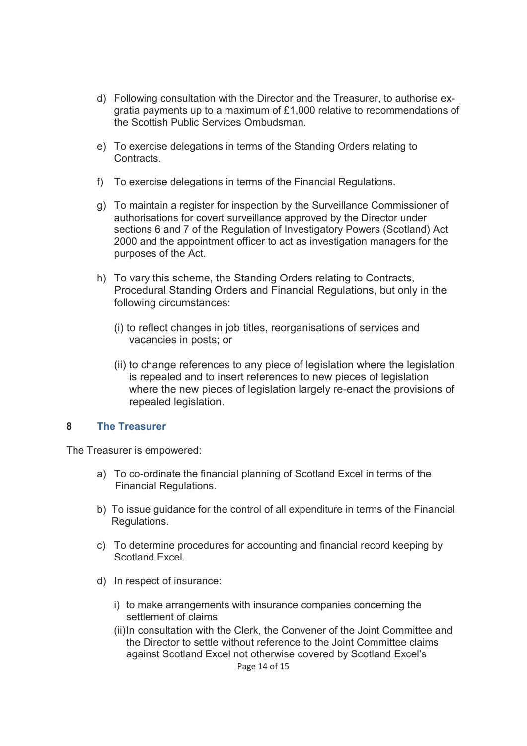d) Following consultation with the Director and the Treasurer, to authorise ex-gratia payments up to a maximum of £1,000 relative to recommendations of the Scottish Public Services Ombudsman.

e) To exercise delegations in terms of the Standing Orders relating to Contracts.

f) To exercise delegations in terms of the Financial Regulations.

g) To maintain a register for inspection by the Surveillance Commissioner of authorisations for covert surveillance approved by the Director under sections 6 and 7 of the Regulation of Investigatory Powers (Scotland) Act 2000 and the appointment officer to act as investigation managers for the purposes of the Act.

h) To vary this scheme, the Standing Orders relating to Contracts, Procedural Standing Orders and Financial Regulations, but only in the following circumstances:

   (i) to reflect changes in job titles, reorganisations of services and vacancies in posts; or

   (ii) to change references to any piece of legislation where the legislation is repealed and to insert references to new pieces of legislation where the new pieces of legislation largely re-enact the provisions of repealed legislation.

## 8 The Treasurer

The Treasurer is empowered:

a) To co-ordinate the financial planning of Scotland Excel in terms of the Financial Regulations.

b) To issue guidance for the control of all expenditure in terms of the Financial Regulations.

c) To determine procedures for accounting and financial record keeping by Scotland Excel.

d) In respect of insurance:

   i) to make arrangements with insurance companies concerning the settlement of claims

   (ii) In consultation with the Clerk, the Convener of the Joint Committee and the Director to settle without reference to the Joint Committee claims against Scotland Excel not otherwise covered by Scotland Excel's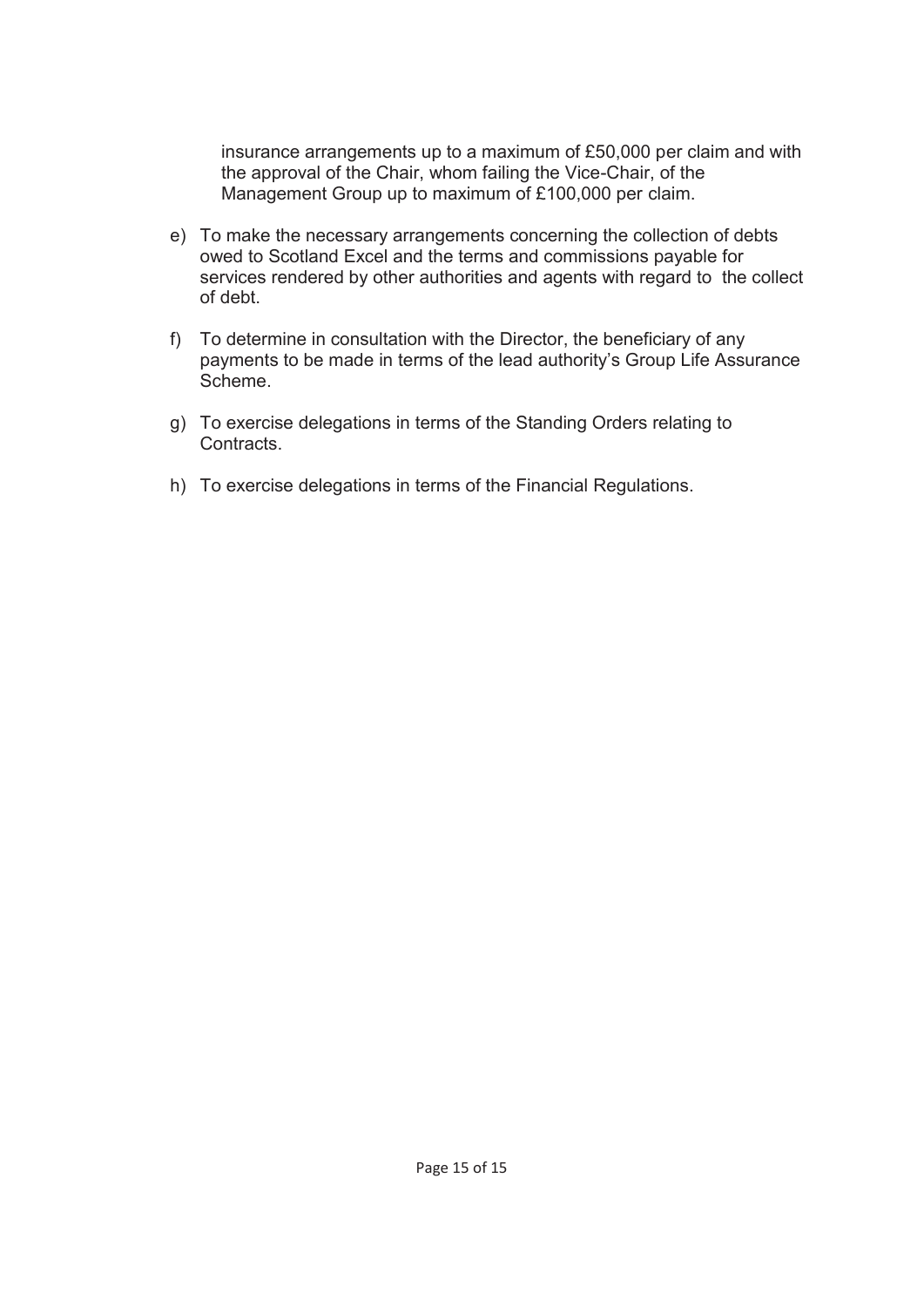insurance arrangements up to a maximum of £50,000 per claim and with the approval of the Chair, whom failing the Vice-Chair, of the Management Group up to maximum of £100,000 per claim.

e) To make the necessary arrangements concerning the collection of debts owed to Scotland Excel and the terms and commissions payable for services rendered by other authorities and agents with regard to the collect of debt.

f) To determine in consultation with the Director, the beneficiary of any payments to be made in terms of the lead authority's Group Life Assurance Scheme.

g) To exercise delegations in terms of the Standing Orders relating to Contracts.

h) To exercise delegations in terms of the Financial Regulations.